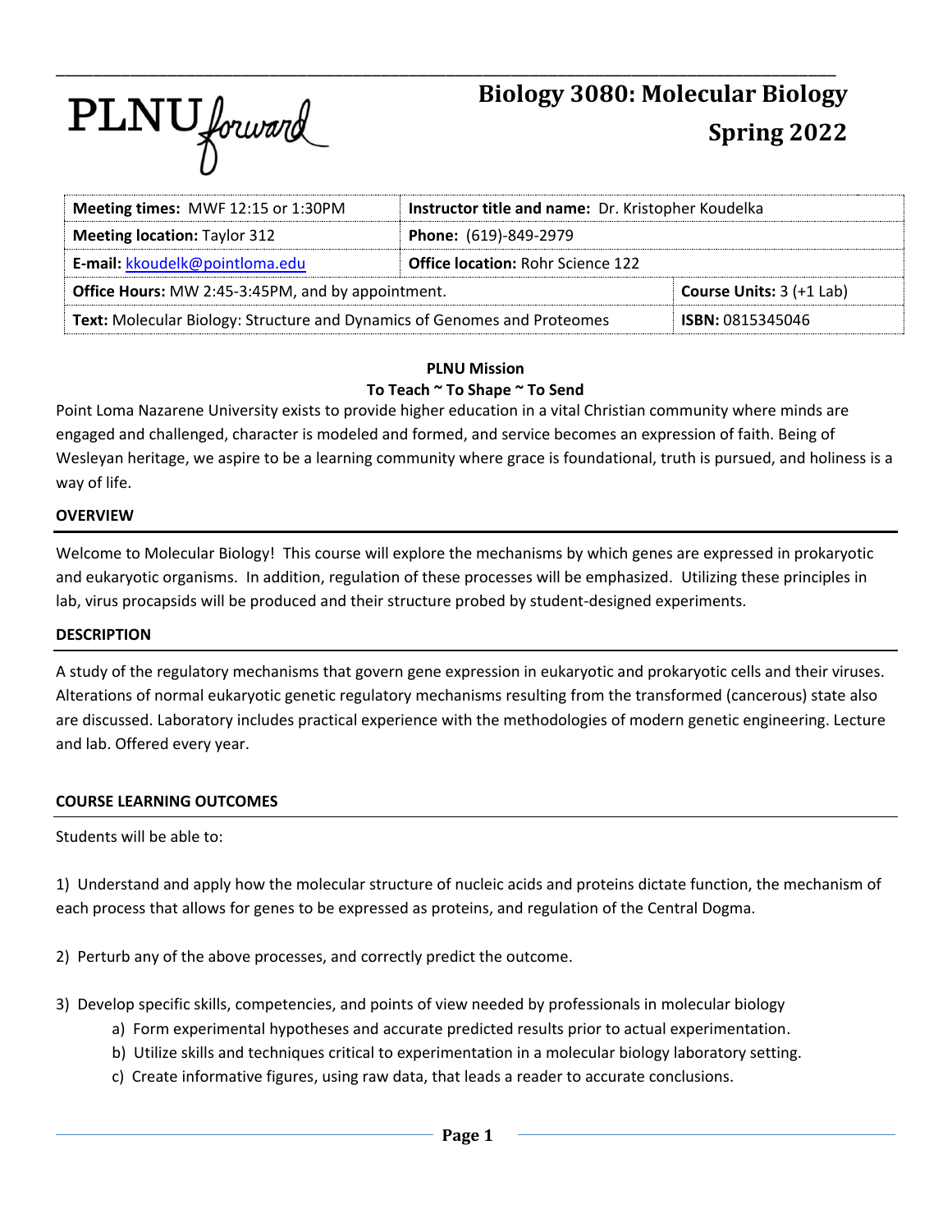# Biology 3080: Molecular Biology
# Spring 2022

| **Meeting times:** MWF 12:15 or 1:30PM | **Instructor title and name:** Dr. Kristopher Koudelka | |
|---|---|---|
| **Meeting location:** Taylor 312 | **Phone:** (619)-849-2979 | |
| **E-mail:** kkoudelk@pointloma.edu | **Office location:** Rohr Science 122 | |
| **Office Hours:** MW 2:45-3:45PM, and by appointment. | | **Course Units:** 3 (+1 Lab) |
| **Text:** Molecular Biology: Structure and Dynamics of Genomes and Proteomes | | **ISBN:** 0815345046 |

**PLNU Mission**
**To Teach ~ To Shape ~ To Send**

Point Loma Nazarene University exists to provide higher education in a vital Christian community where minds are engaged and challenged, character is modeled and formed, and service becomes an expression of faith. Being of Wesleyan heritage, we aspire to be a learning community where grace is foundational, truth is pursued, and holiness is a way of life.

## OVERVIEW

Welcome to Molecular Biology! This course will explore the mechanisms by which genes are expressed in prokaryotic and eukaryotic organisms. In addition, regulation of these processes will be emphasized. Utilizing these principles in lab, virus procapsids will be produced and their structure probed by student-designed experiments.

## DESCRIPTION

A study of the regulatory mechanisms that govern gene expression in eukaryotic and prokaryotic cells and their viruses. Alterations of normal eukaryotic genetic regulatory mechanisms resulting from the transformed (cancerous) state also are discussed. Laboratory includes practical experience with the methodologies of modern genetic engineering. Lecture and lab. Offered every year.

## COURSE LEARNING OUTCOMES

Students will be able to:

1) Understand and apply how the molecular structure of nucleic acids and proteins dictate function, the mechanism of each process that allows for genes to be expressed as proteins, and regulation of the Central Dogma.

2) Perturb any of the above processes, and correctly predict the outcome.

3) Develop specific skills, competencies, and points of view needed by professionals in molecular biology
   a) Form experimental hypotheses and accurate predicted results prior to actual experimentation.
   b) Utilize skills and techniques critical to experimentation in a molecular biology laboratory setting.
   c) Create informative figures, using raw data, that leads a reader to accurate conclusions.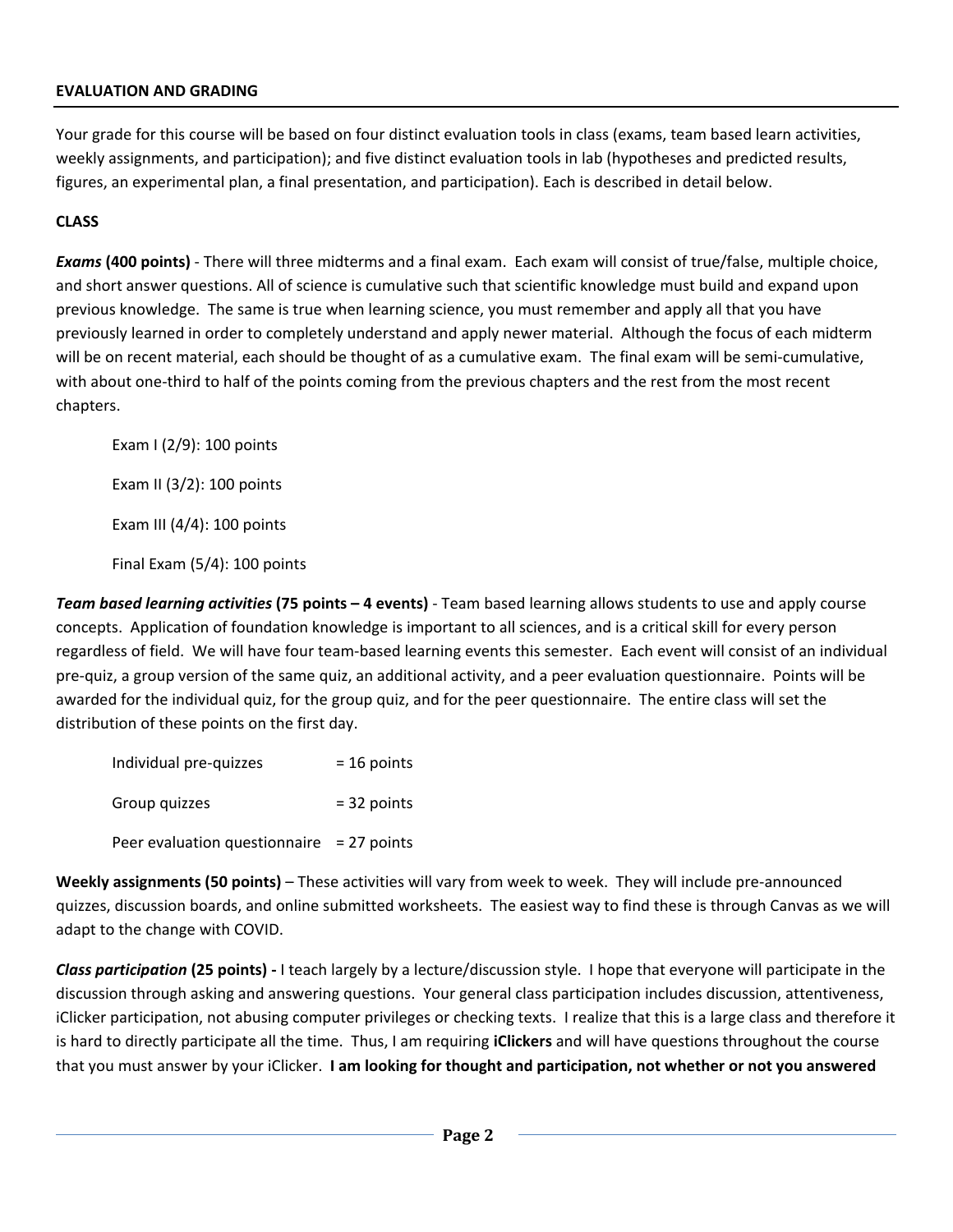## EVALUATION AND GRADING

Your grade for this course will be based on four distinct evaluation tools in class (exams, team based learn activities, weekly assignments, and participation); and five distinct evaluation tools in lab (hypotheses and predicted results, figures, an experimental plan, a final presentation, and participation). Each is described in detail below.

### CLASS

***Exams* (400 points)** - There will three midterms and a final exam. Each exam will consist of true/false, multiple choice, and short answer questions. All of science is cumulative such that scientific knowledge must build and expand upon previous knowledge. The same is true when learning science, you must remember and apply all that you have previously learned in order to completely understand and apply newer material. Although the focus of each midterm will be on recent material, each should be thought of as a cumulative exam. The final exam will be semi-cumulative, with about one-third to half of the points coming from the previous chapters and the rest from the most recent chapters.

Exam I (2/9): 100 points

Exam II (3/2): 100 points

Exam III (4/4): 100 points

Final Exam (5/4): 100 points

***Team based learning activities* (75 points – 4 events)** - Team based learning allows students to use and apply course concepts. Application of foundation knowledge is important to all sciences, and is a critical skill for every person regardless of field. We will have four team-based learning events this semester. Each event will consist of an individual pre-quiz, a group version of the same quiz, an additional activity, and a peer evaluation questionnaire. Points will be awarded for the individual quiz, for the group quiz, and for the peer questionnaire. The entire class will set the distribution of these points on the first day.

Individual pre-quizzes = 16 points

Group quizzes = 32 points

Peer evaluation questionnaire = 27 points

**Weekly assignments (50 points)** – These activities will vary from week to week. They will include pre-announced quizzes, discussion boards, and online submitted worksheets. The easiest way to find these is through Canvas as we will adapt to the change with COVID.

***Class participation* (25 points) -** I teach largely by a lecture/discussion style. I hope that everyone will participate in the discussion through asking and answering questions. Your general class participation includes discussion, attentiveness, iClicker participation, not abusing computer privileges or checking texts. I realize that this is a large class and therefore it is hard to directly participate all the time. Thus, I am requiring **iClickers** and will have questions throughout the course that you must answer by your iClicker. **I am looking for thought and participation, not whether or not you answered**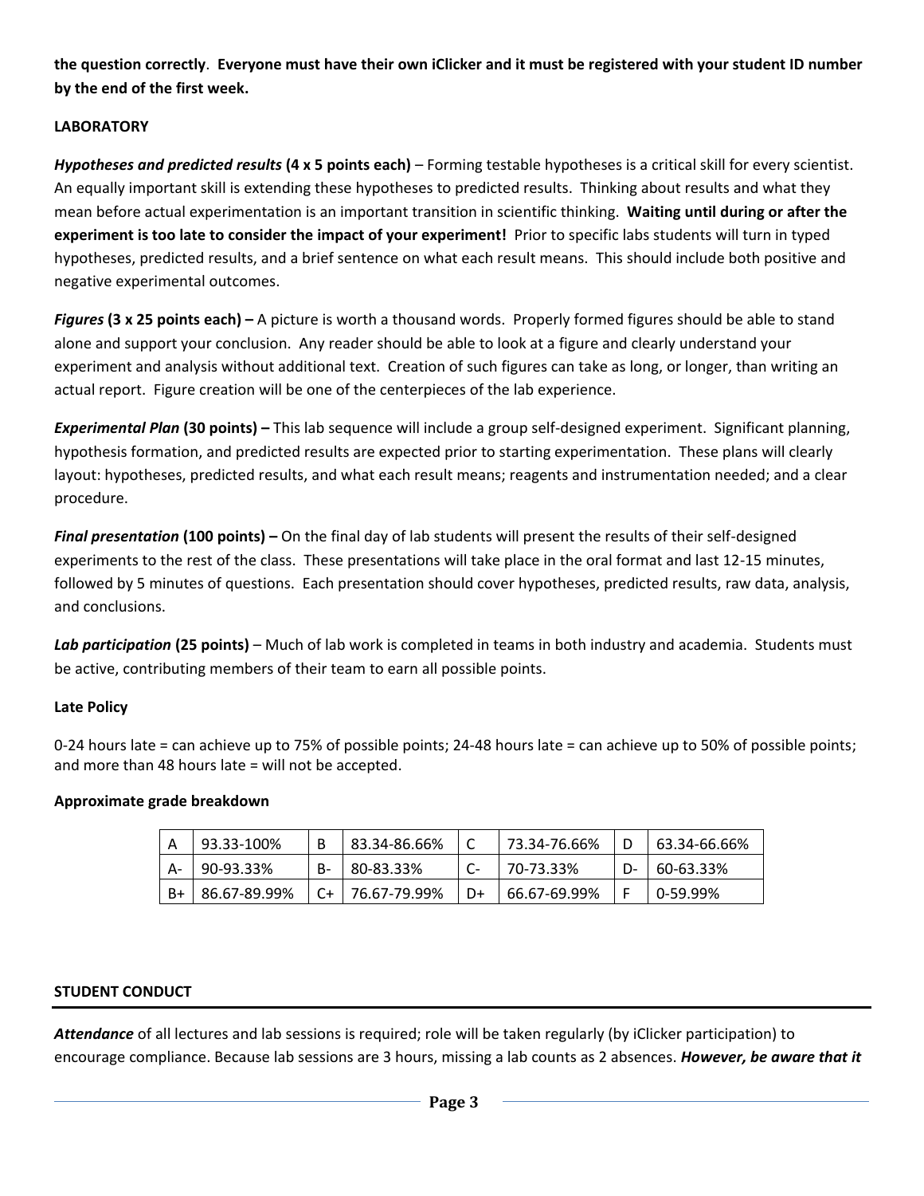**the question correctly**. **Everyone must have their own iClicker and it must be registered with your student ID number by the end of the first week.**

**LABORATORY**

***Hypotheses and predicted results*** **(4 x 5 points each)** – Forming testable hypotheses is a critical skill for every scientist. An equally important skill is extending these hypotheses to predicted results. Thinking about results and what they mean before actual experimentation is an important transition in scientific thinking. **Waiting until during or after the experiment is too late to consider the impact of your experiment!** Prior to specific labs students will turn in typed hypotheses, predicted results, and a brief sentence on what each result means. This should include both positive and negative experimental outcomes.

***Figures*** **(3 x 25 points each) –** A picture is worth a thousand words. Properly formed figures should be able to stand alone and support your conclusion. Any reader should be able to look at a figure and clearly understand your experiment and analysis without additional text. Creation of such figures can take as long, or longer, than writing an actual report. Figure creation will be one of the centerpieces of the lab experience.

***Experimental Plan*** **(30 points) –** This lab sequence will include a group self-designed experiment. Significant planning, hypothesis formation, and predicted results are expected prior to starting experimentation. These plans will clearly layout: hypotheses, predicted results, and what each result means; reagents and instrumentation needed; and a clear procedure.

***Final presentation*** **(100 points) –** On the final day of lab students will present the results of their self-designed experiments to the rest of the class. These presentations will take place in the oral format and last 12-15 minutes, followed by 5 minutes of questions. Each presentation should cover hypotheses, predicted results, raw data, analysis, and conclusions.

***Lab participation*** **(25 points)** – Much of lab work is completed in teams in both industry and academia. Students must be active, contributing members of their team to earn all possible points.

**Late Policy**

0-24 hours late = can achieve up to 75% of possible points; 24-48 hours late = can achieve up to 50% of possible points; and more than 48 hours late = will not be accepted.

**Approximate grade breakdown**

| A | 93.33-100% | B | 83.34-86.66% | C | 73.34-76.66% | D | 63.34-66.66% |
|---|---|---|---|---|---|---|---|
| A- | 90-93.33% | B- | 80-83.33% | C- | 70-73.33% | D- | 60-63.33% |
| B+ | 86.67-89.99% | C+ | 76.67-79.99% | D+ | 66.67-69.99% | F | 0-59.99% |

**STUDENT CONDUCT**

***Attendance*** of all lectures and lab sessions is required; role will be taken regularly (by iClicker participation) to encourage compliance. Because lab sessions are 3 hours, missing a lab counts as 2 absences. ***However, be aware that it***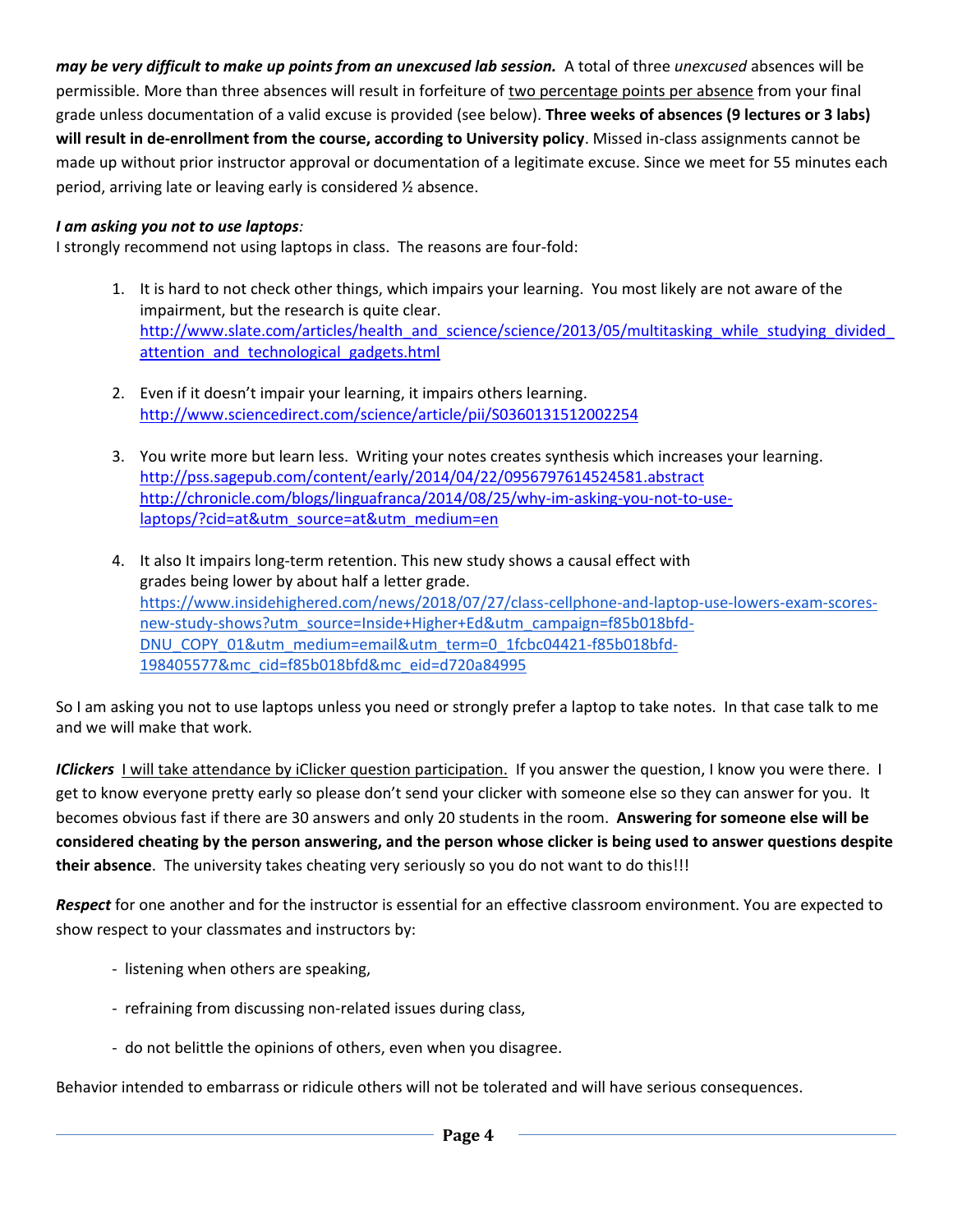***may be very difficult to make up points from an unexcused lab session.*** A total of three *unexcused* absences will be permissible. More than three absences will result in forfeiture of <u>two percentage points per absence</u> from your final grade unless documentation of a valid excuse is provided (see below). **Three weeks of absences (9 lectures or 3 labs) will result in de-enrollment from the course, according to University policy**. Missed in-class assignments cannot be made up without prior instructor approval or documentation of a legitimate excuse. Since we meet for 55 minutes each period, arriving late or leaving early is considered ½ absence.

***I am asking you not to use laptops***:
I strongly recommend not using laptops in class. The reasons are four-fold:

1. It is hard to not check other things, which impairs your learning. You most likely are not aware of the impairment, but the research is quite clear.
   http://www.slate.com/articles/health_and_science/science/2013/05/multitasking_while_studying_divided_attention_and_technological_gadgets.html

2. Even if it doesn't impair your learning, it impairs others learning.
   http://www.sciencedirect.com/science/article/pii/S0360131512002254

3. You write more but learn less. Writing your notes creates synthesis which increases your learning.
   http://pss.sagepub.com/content/early/2014/04/22/0956797614524581.abstract
   http://chronicle.com/blogs/linguafranca/2014/08/25/why-im-asking-you-not-to-use-laptops/?cid=at&utm_source=at&utm_medium=en

4. It also It impairs long-term retention. This new study shows a causal effect with grades being lower by about half a letter grade.
   https://www.insidehighered.com/news/2018/07/27/class-cellphone-and-laptop-use-lowers-exam-scores-new-study-shows?utm_source=Inside+Higher+Ed&utm_campaign=f85b018bfd-DNU_COPY_01&utm_medium=email&utm_term=0_1fcbc04421-f85b018bfd-198405577&mc_cid=f85b018bfd&mc_eid=d720a84995

So I am asking you not to use laptops unless you need or strongly prefer a laptop to take notes. In that case talk to me and we will make that work.

***IClickers*** <u>I will take attendance by iClicker question participation.</u> If you answer the question, I know you were there. I get to know everyone pretty early so please don't send your clicker with someone else so they can answer for you. It becomes obvious fast if there are 30 answers and only 20 students in the room. **Answering for someone else will be considered cheating by the person answering, and the person whose clicker is being used to answer questions despite their absence**. The university takes cheating very seriously so you do not want to do this!!!

***Respect*** for one another and for the instructor is essential for an effective classroom environment. You are expected to show respect to your classmates and instructors by:

- listening when others are speaking,
- refraining from discussing non-related issues during class,
- do not belittle the opinions of others, even when you disagree.

Behavior intended to embarrass or ridicule others will not be tolerated and will have serious consequences.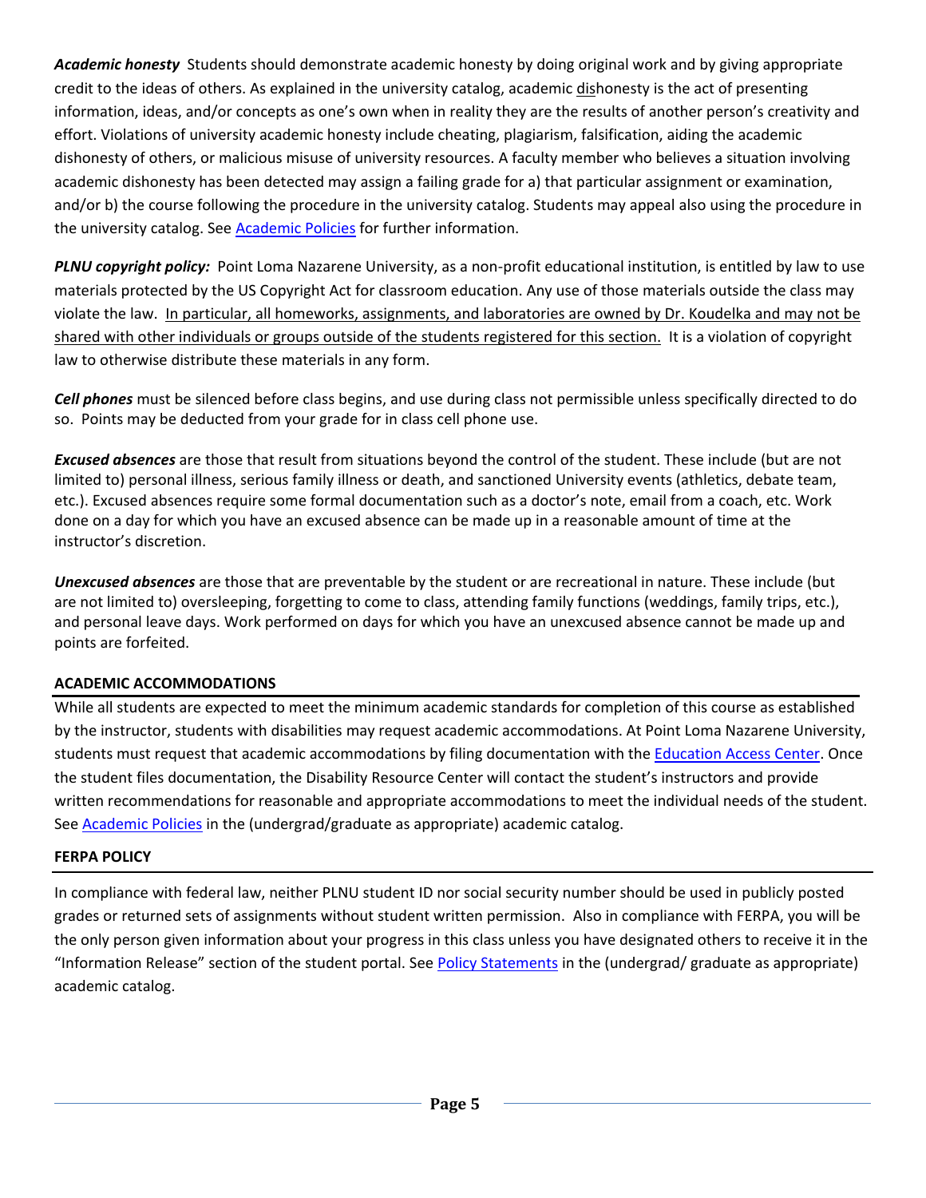***Academic honesty*** Students should demonstrate academic honesty by doing original work and by giving appropriate credit to the ideas of others. As explained in the university catalog, academic <u>dis</u>honesty is the act of presenting information, ideas, and/or concepts as one's own when in reality they are the results of another person's creativity and effort. Violations of university academic honesty include cheating, plagiarism, falsification, aiding the academic dishonesty of others, or malicious misuse of university resources. A faculty member who believes a situation involving academic dishonesty has been detected may assign a failing grade for a) that particular assignment or examination, and/or b) the course following the procedure in the university catalog. Students may appeal also using the procedure in the university catalog. See [Academic Policies] for further information.

***PLNU copyright policy:*** Point Loma Nazarene University, as a non-profit educational institution, is entitled by law to use materials protected by the US Copyright Act for classroom education. Any use of those materials outside the class may violate the law. <u>In particular, all homeworks, assignments, and laboratories are owned by Dr. Koudelka and may not be shared with other individuals or groups outside of the students registered for this section.</u> It is a violation of copyright law to otherwise distribute these materials in any form.

***Cell phones*** must be silenced before class begins, and use during class not permissible unless specifically directed to do so. Points may be deducted from your grade for in class cell phone use.

***Excused absences*** are those that result from situations beyond the control of the student. These include (but are not limited to) personal illness, serious family illness or death, and sanctioned University events (athletics, debate team, etc.). Excused absences require some formal documentation such as a doctor's note, email from a coach, etc. Work done on a day for which you have an excused absence can be made up in a reasonable amount of time at the instructor's discretion.

***Unexcused absences*** are those that are preventable by the student or are recreational in nature. These include (but are not limited to) oversleeping, forgetting to come to class, attending family functions (weddings, family trips, etc.), and personal leave days. Work performed on days for which you have an unexcused absence cannot be made up and points are forfeited.

**ACADEMIC ACCOMMODATIONS**

While all students are expected to meet the minimum academic standards for completion of this course as established by the instructor, students with disabilities may request academic accommodations. At Point Loma Nazarene University, students must request that academic accommodations by filing documentation with the [Education Access Center]. Once the student files documentation, the Disability Resource Center will contact the student's instructors and provide written recommendations for reasonable and appropriate accommodations to meet the individual needs of the student. See [Academic Policies] in the (undergrad/graduate as appropriate) academic catalog.

**FERPA POLICY**

In compliance with federal law, neither PLNU student ID nor social security number should be used in publicly posted grades or returned sets of assignments without student written permission. Also in compliance with FERPA, you will be the only person given information about your progress in this class unless you have designated others to receive it in the "Information Release" section of the student portal. See [Policy Statements] in the (undergrad/ graduate as appropriate) academic catalog.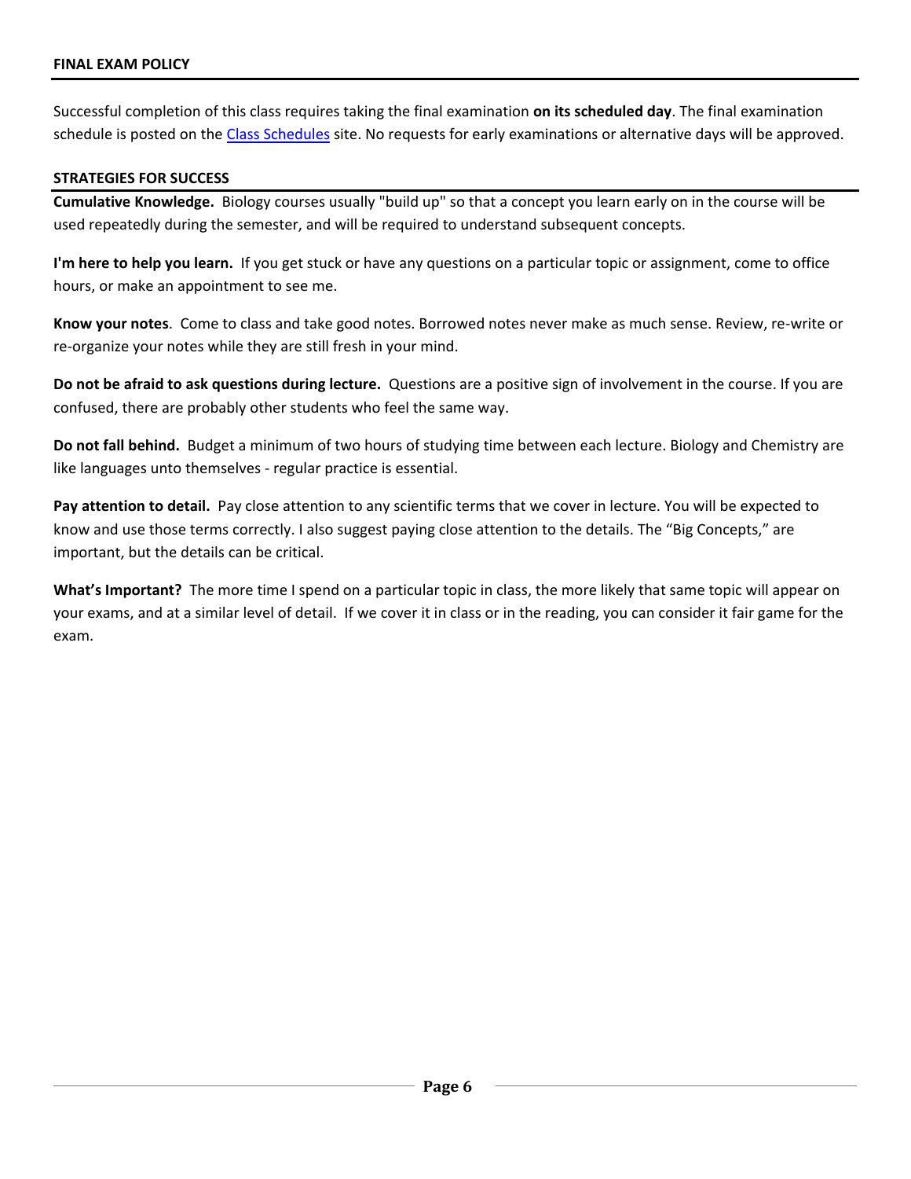## FINAL EXAM POLICY

Successful completion of this class requires taking the final examination **on its scheduled day**. The final examination schedule is posted on the [Class Schedules] site. No requests for early examinations or alternative days will be approved.

## STRATEGIES FOR SUCCESS

**Cumulative Knowledge.** Biology courses usually "build up" so that a concept you learn early on in the course will be used repeatedly during the semester, and will be required to understand subsequent concepts.

**I'm here to help you learn.** If you get stuck or have any questions on a particular topic or assignment, come to office hours, or make an appointment to see me.

**Know your notes**. Come to class and take good notes. Borrowed notes never make as much sense. Review, re-write or re-organize your notes while they are still fresh in your mind.

**Do not be afraid to ask questions during lecture.** Questions are a positive sign of involvement in the course. If you are confused, there are probably other students who feel the same way.

**Do not fall behind.** Budget a minimum of two hours of studying time between each lecture. Biology and Chemistry are like languages unto themselves - regular practice is essential.

**Pay attention to detail.** Pay close attention to any scientific terms that we cover in lecture. You will be expected to know and use those terms correctly. I also suggest paying close attention to the details. The "Big Concepts," are important, but the details can be critical.

**What's Important?** The more time I spend on a particular topic in class, the more likely that same topic will appear on your exams, and at a similar level of detail. If we cover it in class or in the reading, you can consider it fair game for the exam.